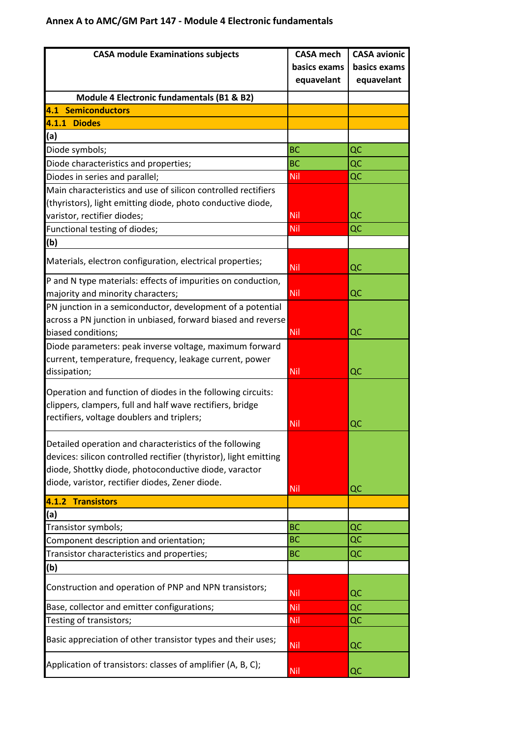## Annex A to AMC/GM Part 147 - Module 4 Electronic fundamentals

| CASA module Examinations subjects | CASA mech basics exams equavelant | CASA avionic basics exams equavelant |
|---|---|---|
| **Module 4 Electronic fundamentals (B1 & B2)** | | |
| **4.1 Semiconductors** | | |
| **4.1.1 Diodes** | | |
| **(a)** | | |
| Diode symbols; | BC | QC |
| Diode characteristics and properties; | BC | QC |
| Diodes in series and parallel; | Nil | QC |
| Main characteristics and use of silicon controlled rectifiers (thyristors), light emitting diode, photo conductive diode, varistor, rectifier diodes; | Nil | QC |
| Functional testing of diodes; | Nil | QC |
| **(b)** | | |
| Materials, electron configuration, electrical properties; | Nil | QC |
| P and N type materials: effects of impurities on conduction, majority and minority characters; | Nil | QC |
| PN junction in a semiconductor, development of a potential across a PN junction in unbiased, forward biased and reverse biased conditions; | Nil | QC |
| Diode parameters: peak inverse voltage, maximum forward current, temperature, frequency, leakage current, power dissipation; | Nil | QC |
| Operation and function of diodes in the following circuits: clippers, clampers, full and half wave rectifiers, bridge rectifiers, voltage doublers and triplers; | Nil | QC |
| Detailed operation and characteristics of the following devices: silicon controlled rectifier (thyristor), light emitting diode, Shottky diode, photoconductive diode, varactor diode, varistor, rectifier diodes, Zener diode. | Nil | QC |
| **4.1.2 Transistors** | | |
| **(a)** | | |
| Transistor symbols; | BC | QC |
| Component description and orientation; | BC | QC |
| Transistor characteristics and properties; | BC | QC |
| **(b)** | | |
| Construction and operation of PNP and NPN transistors; | Nil | QC |
| Base, collector and emitter configurations; | Nil | QC |
| Testing of transistors; | Nil | QC |
| Basic appreciation of other transistor types and their uses; | Nil | QC |
| Application of transistors: classes of amplifier (A, B, C); | Nil | QC |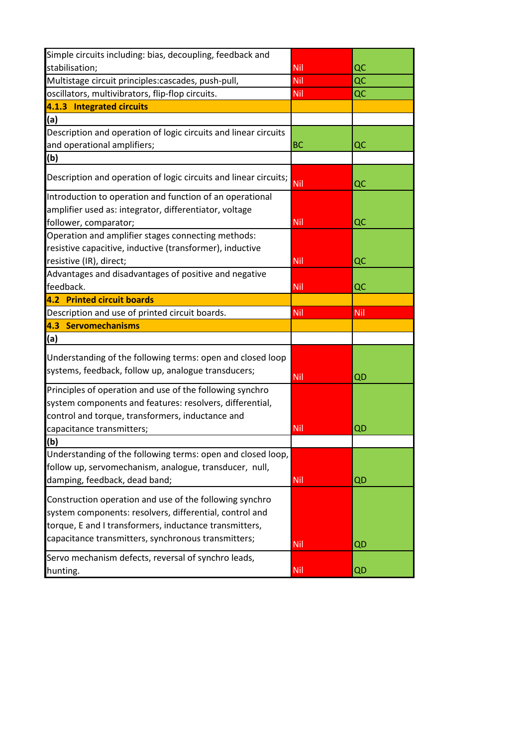| | | |
|---|---|---|
| Simple circuits including: bias, decoupling, feedback and stabilisation; | Nil | QC |
| Multistage circuit principles:cascades, push-pull, | Nil | QC |
| oscillators, multivibrators, flip-flop circuits. | Nil | QC |
| **4.1.3 Integrated circuits** | | |
| **(a)** | | |
| Description and operation of logic circuits and linear circuits and operational amplifiers; | BC | QC |
| **(b)** | | |
| Description and operation of logic circuits and linear circuits; | Nil | QC |
| Introduction to operation and function of an operational amplifier used as: integrator, differentiator, voltage follower, comparator; | Nil | QC |
| Operation and amplifier stages connecting methods: resistive capacitive, inductive (transformer), inductive resistive (IR), direct; | Nil | QC |
| Advantages and disadvantages of positive and negative feedback. | Nil | QC |
| **4.2 Printed circuit boards** | | |
| Description and use of printed circuit boards. | Nil | Nil |
| **4.3 Servomechanisms** | | |
| **(a)** | | |
| Understanding of the following terms: open and closed loop systems, feedback, follow up, analogue transducers; | Nil | QD |
| Principles of operation and use of the following synchro system components and features: resolvers, differential, control and torque, transformers, inductance and capacitance transmitters; | Nil | QD |
| **(b)** | | |
| Understanding of the following terms: open and closed loop, follow up, servomechanism, analogue, transducer, null, damping, feedback, dead band; | Nil | QD |
| Construction operation and use of the following synchro system components: resolvers, differential, control and torque, E and I transformers, inductance transmitters, capacitance transmitters, synchronous transmitters; | Nil | QD |
| Servo mechanism defects, reversal of synchro leads, hunting. | Nil | QD |